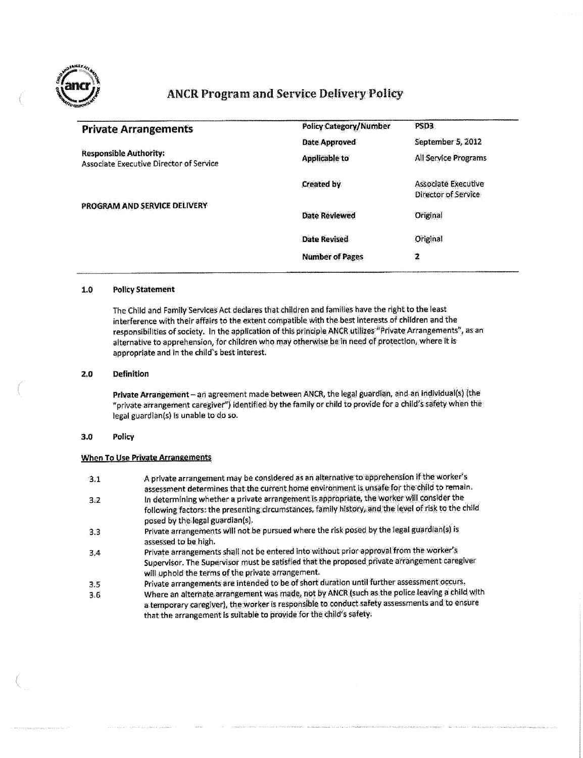# ANCR Program and Service Delivery Policy

| **Private Arrangements** | **Policy Category/Number** | **PSD3** |
|---|---|---|
| | **Date Approved** | September 5, 2012 |
| **Responsible Authority:** Associate Executive Director of Service | **Applicable to** | All Service Programs |
| | **Created by** | Associate Executive Director of Service |
| **PROGRAM AND SERVICE DELIVERY** | **Date Reviewed** | Original |
| | **Date Revised** | Original |
| | **Number of Pages** | 2 |

## 1.0 Policy Statement

The Child and Family Services Act declares that children and families have the right to the least interference with their affairs to the extent compatible with the best interests of children and the responsibilities of society. In the application of this principle ANCR utilizes "Private Arrangements", as an alternative to apprehension, for children who may otherwise be in need of protection, where it is appropriate and in the child's best interest.

## 2.0 Definition

**Private Arrangement** – an agreement made between ANCR, the legal guardian, and an individual(s) (the "private arrangement caregiver") identified by the family or child to provide for a child's safety when the legal guardian(s) is unable to do so.

## 3.0 Policy

**When To Use Private Arrangements**

3.1 A private arrangement may be considered as an alternative to apprehension if the worker's assessment determines that the current home environment is unsafe for the child to remain.

3.2 In determining whether a private arrangement is appropriate, the worker will consider the following factors: the presenting circumstances, family history, and the level of risk to the child posed by the legal guardian(s).

3.3 Private arrangements will not be pursued where the risk posed by the legal guardian(s) is assessed to be high.

3.4 Private arrangements shall not be entered into without prior approval from the worker's Supervisor. The Supervisor must be satisfied that the proposed private arrangement caregiver will uphold the terms of the private arrangement.

3.5 Private arrangements are intended to be of short duration until further assessment occurs.

3.6 Where an alternate arrangement was made, not by ANCR (such as the police leaving a child with a temporary caregiver), the worker is responsible to conduct safety assessments and to ensure that the arrangement is suitable to provide for the child's safety.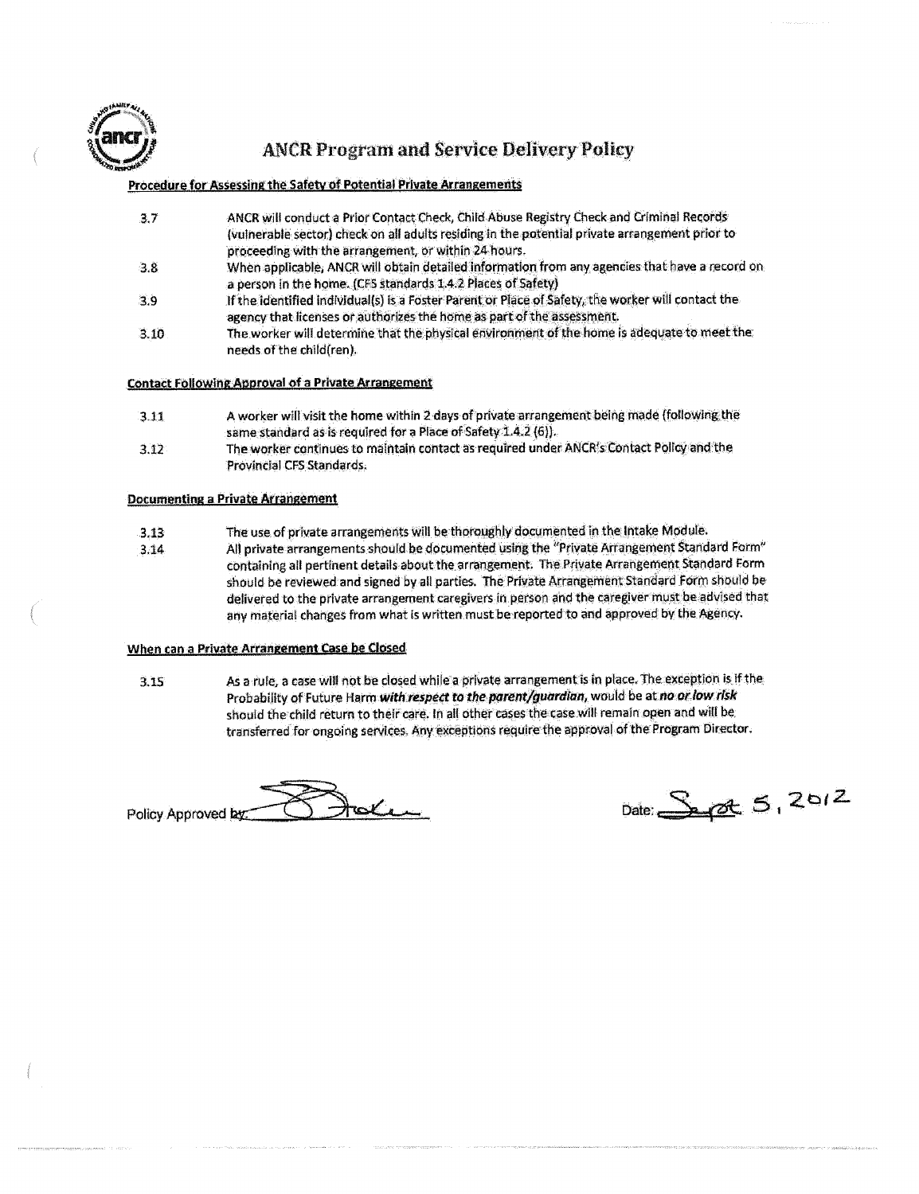# ANCR Program and Service Delivery Policy

**Procedure for Assessing the Safety of Potential Private Arrangements**

3.7 ANCR will conduct a Prior Contact Check, Child Abuse Registry Check and Criminal Records (vulnerable sector) check on all adults residing in the potential private arrangement prior to proceeding with the arrangement, or within 24 hours.

3.8 When applicable, ANCR will obtain detailed information from any agencies that have a record on a person in the home. (CFS standards 1.4.2 Places of Safety)

3.9 If the identified individual(s) is a Foster Parent or Place of Safety, the worker will contact the agency that licenses or authorizes the home as part of the assessment.

3.10 The worker will determine that the physical environment of the home is adequate to meet the needs of the child(ren).

**Contact Following Approval of a Private Arrangement**

3.11 A worker will visit the home within 2 days of private arrangement being made (following the same standard as is required for a Place of Safety 1.4.2 (6)).

3.12 The worker continues to maintain contact as required under ANCR's Contact Policy and the Provincial CFS Standards.

**Documenting a Private Arrangement**

3.13 The use of private arrangements will be thoroughly documented in the Intake Module.

3.14 All private arrangements should be documented using the "Private Arrangement Standard Form" containing all pertinent details about the arrangement. The Private Arrangement Standard Form should be reviewed and signed by all parties. The Private Arrangement Standard Form should be delivered to the private arrangement caregivers in person and the caregiver must be advised that any material changes from what is written must be reported to and approved by the Agency.

**When can a Private Arrangement Case be Closed**

3.15 As a rule, a case will not be closed while a private arrangement is in place. The exception is if the Probability of Future Harm ***with respect to the parent/guardian***, would be at ***no or low risk*** should the child return to their care. In all other cases the case will remain open and will be transferred for ongoing services. Any exceptions require the approval of the Program Director.

Policy Approved by: [signature]

Date: Sept 5, 2012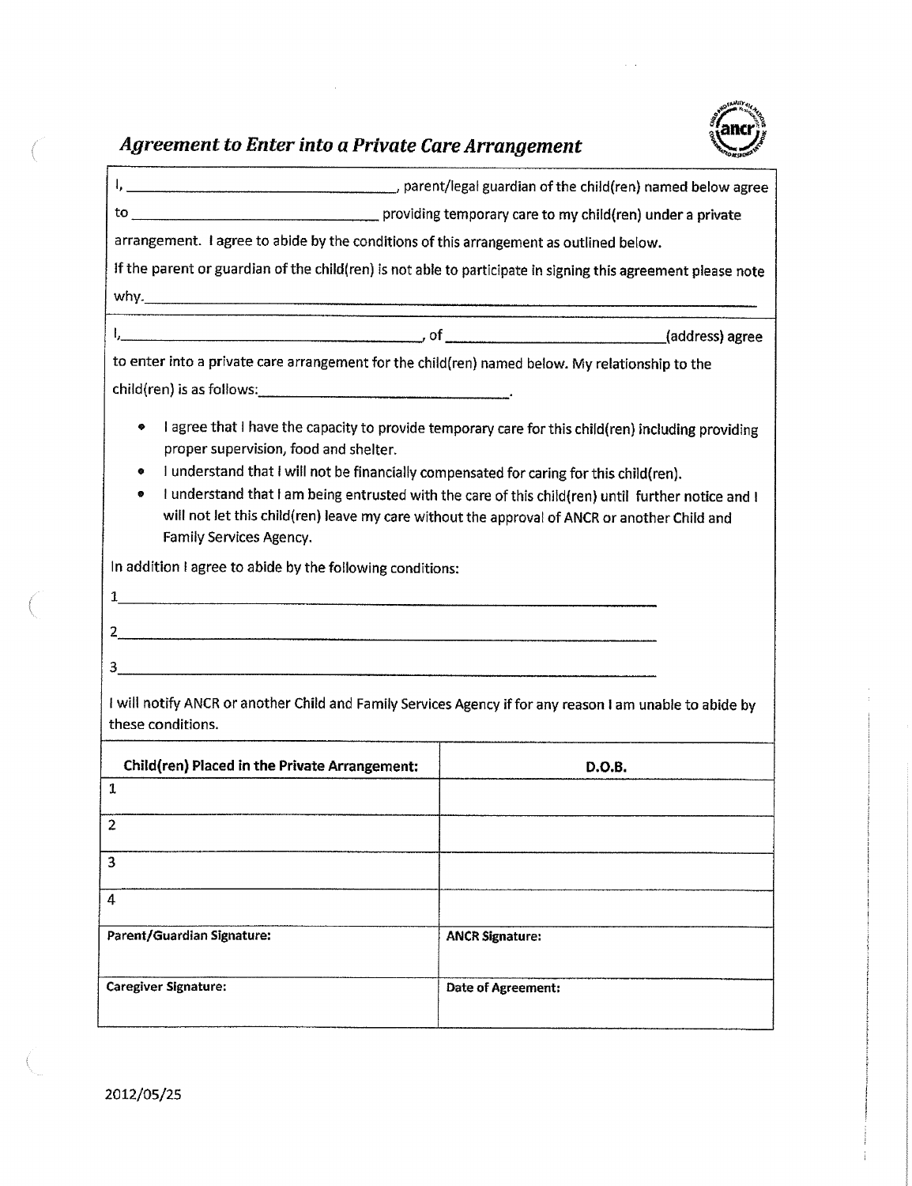## *Agreement to Enter into a Private Care Arrangement*

I, ________________________________, parent/legal guardian of the child(ren) named below agree to ______________________________ providing temporary care to my child(ren) under a private arrangement. I agree to abide by the conditions of this arrangement as outlined below.

If the parent or guardian of the child(ren) is not able to participate in signing this agreement please note why.____________________________________________________________________

I,____________________________________, of ______________________________(address) agree to enter into a private care arrangement for the child(ren) named below. My relationship to the child(ren) is as follows:______________________________.

- I agree that I have the capacity to provide temporary care for this child(ren) including providing proper supervision, food and shelter.
- I understand that I will not be financially compensated for caring for this child(ren).
- I understand that I am being entrusted with the care of this child(ren) until further notice and I will not let this child(ren) leave my care without the approval of ANCR or another Child and Family Services Agency.

In addition I agree to abide by the following conditions:

1________________________________________________________________

2________________________________________________________________

3________________________________________________________________

I will notify ANCR or another Child and Family Services Agency if for any reason I am unable to abide by these conditions.

| **Child(ren) Placed in the Private Arrangement:** | **D.O.B.** |
|---|---|
| 1 | |
| 2 | |
| 3 | |
| 4 | |
| **Parent/Guardian Signature:** | **ANCR Signature:** |
| **Caregiver Signature:** | **Date of Agreement:** |

2012/05/25